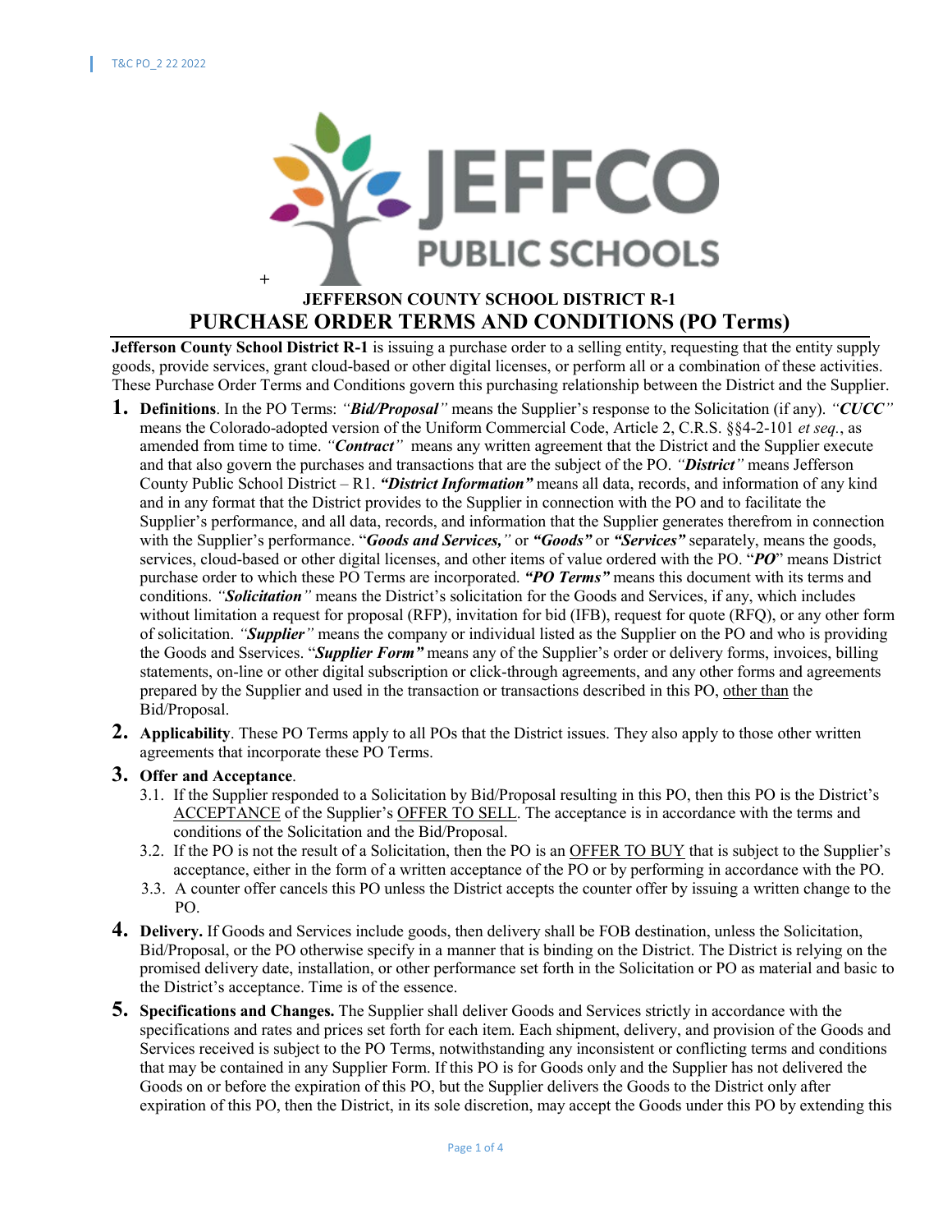# JEFFERSON COUNTY SCHOOL DISTRICT R-1

# PURCHASE ORDER TERMS AND CONDITIONS (PO Terms)

**Jefferson County School District R-1** is issuing a purchase order to a selling entity, requesting that the entity supply goods, provide services, grant cloud-based or other digital licenses, or perform all or a combination of these activities. These Purchase Order Terms and Conditions govern this purchasing relationship between the District and the Supplier.

1. **Definitions**. In the PO Terms: ***"Bid/Proposal"*** means the Supplier's response to the Solicitation (if any). ***"CUCC"*** means the Colorado-adopted version of the Uniform Commercial Code, Article 2, C.R.S. §§4-2-101 *et seq.*, as amended from time to time. ***"Contract"*** means any written agreement that the District and the Supplier execute and that also govern the purchases and transactions that are the subject of the PO. ***"District"*** means Jefferson County Public School District – R1. ***"District Information"*** means all data, records, and information of any kind and in any format that the District provides to the Supplier in connection with the PO and to facilitate the Supplier's performance, and all data, records, and information that the Supplier generates therefrom in connection with the Supplier's performance. "***Goods and Services,"*** or ***"Goods"*** or ***"Services"*** separately, means the goods, services, cloud-based or other digital licenses, and other items of value ordered with the PO. "***PO***" means District purchase order to which these PO Terms are incorporated. ***"PO Terms"*** means this document with its terms and conditions. ***"Solicitation"*** means the District's solicitation for the Goods and Services, if any, which includes without limitation a request for proposal (RFP), invitation for bid (IFB), request for quote (RFQ), or any other form of solicitation. ***"Supplier"*** means the company or individual listed as the Supplier on the PO and who is providing the Goods and Sservices. "***Supplier Form"*** means any of the Supplier's order or delivery forms, invoices, billing statements, on-line or other digital subscription or click-through agreements, and any other forms and agreements prepared by the Supplier and used in the transaction or transactions described in this PO, <u>other than</u> the Bid/Proposal.

2. **Applicability**. These PO Terms apply to all POs that the District issues. They also apply to those other written agreements that incorporate these PO Terms.

3. **Offer and Acceptance**.
   - 3.1. If the Supplier responded to a Solicitation by Bid/Proposal resulting in this PO, then this PO is the District's <u>ACCEPTANCE</u> of the Supplier's <u>OFFER TO SELL</u>. The acceptance is in accordance with the terms and conditions of the Solicitation and the Bid/Proposal.
   - 3.2. If the PO is not the result of a Solicitation, then the PO is an <u>OFFER TO BUY</u> that is subject to the Supplier's acceptance, either in the form of a written acceptance of the PO or by performing in accordance with the PO.
   - 3.3. A counter offer cancels this PO unless the District accepts the counter offer by issuing a written change to the PO.

4. **Delivery.** If Goods and Services include goods, then delivery shall be FOB destination, unless the Solicitation, Bid/Proposal, or the PO otherwise specify in a manner that is binding on the District. The District is relying on the promised delivery date, installation, or other performance set forth in the Solicitation or PO as material and basic to the District's acceptance. Time is of the essence.

5. **Specifications and Changes.** The Supplier shall deliver Goods and Services strictly in accordance with the specifications and rates and prices set forth for each item. Each shipment, delivery, and provision of the Goods and Services received is subject to the PO Terms, notwithstanding any inconsistent or conflicting terms and conditions that may be contained in any Supplier Form. If this PO is for Goods only and the Supplier has not delivered the Goods on or before the expiration of this PO, but the Supplier delivers the Goods to the District only after expiration of this PO, then the District, in its sole discretion, may accept the Goods under this PO by extending this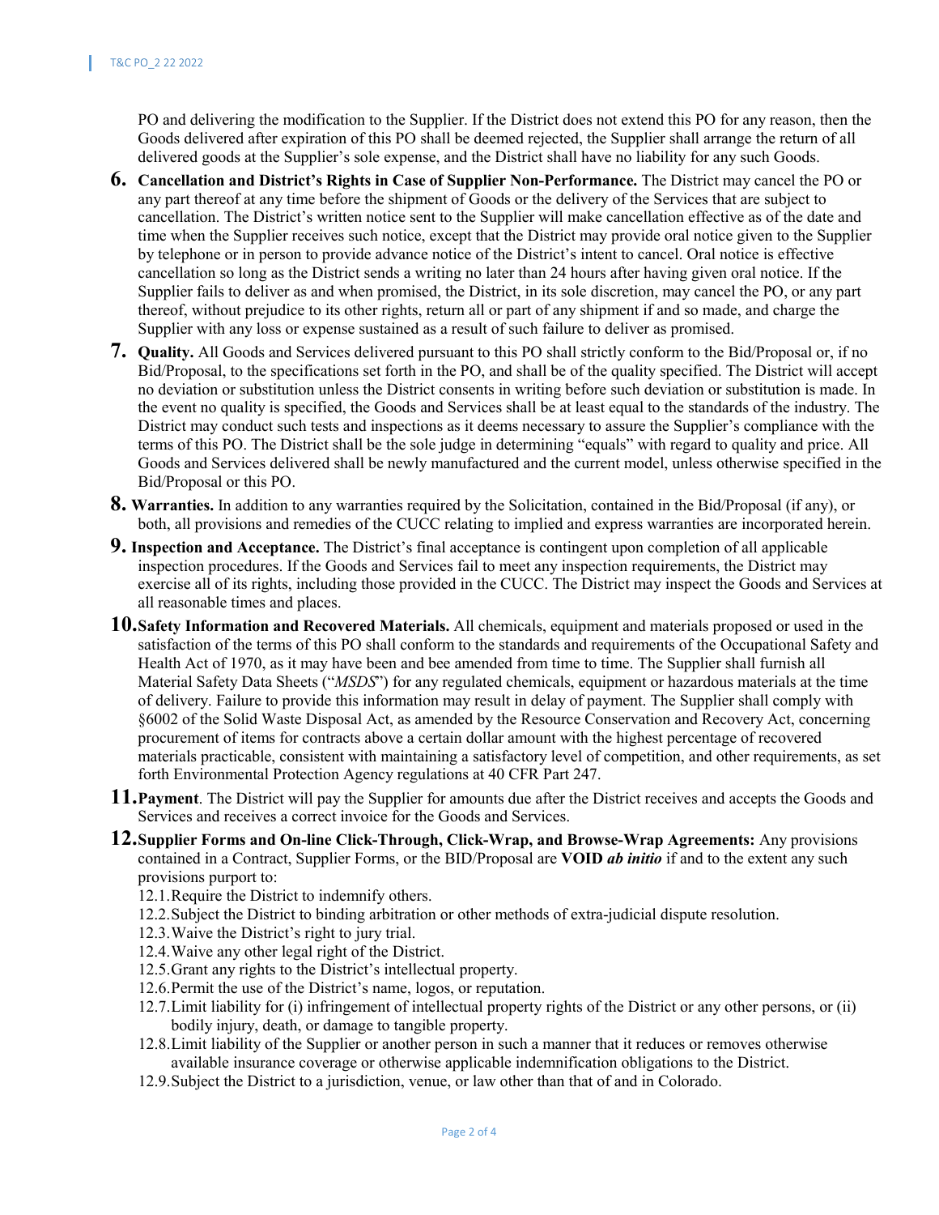PO and delivering the modification to the Supplier. If the District does not extend this PO for any reason, then the Goods delivered after expiration of this PO shall be deemed rejected, the Supplier shall arrange the return of all delivered goods at the Supplier's sole expense, and the District shall have no liability for any such Goods.

6. **Cancellation and District's Rights in Case of Supplier Non-Performance.** The District may cancel the PO or any part thereof at any time before the shipment of Goods or the delivery of the Services that are subject to cancellation. The District's written notice sent to the Supplier will make cancellation effective as of the date and time when the Supplier receives such notice, except that the District may provide oral notice given to the Supplier by telephone or in person to provide advance notice of the District's intent to cancel. Oral notice is effective cancellation so long as the District sends a writing no later than 24 hours after having given oral notice. If the Supplier fails to deliver as and when promised, the District, in its sole discretion, may cancel the PO, or any part thereof, without prejudice to its other rights, return all or part of any shipment if and so made, and charge the Supplier with any loss or expense sustained as a result of such failure to deliver as promised.

7. **Quality.** All Goods and Services delivered pursuant to this PO shall strictly conform to the Bid/Proposal or, if no Bid/Proposal, to the specifications set forth in the PO, and shall be of the quality specified. The District will accept no deviation or substitution unless the District consents in writing before such deviation or substitution is made. In the event no quality is specified, the Goods and Services shall be at least equal to the standards of the industry. The District may conduct such tests and inspections as it deems necessary to assure the Supplier's compliance with the terms of this PO. The District shall be the sole judge in determining "equals" with regard to quality and price. All Goods and Services delivered shall be newly manufactured and the current model, unless otherwise specified in the Bid/Proposal or this PO.

8. **Warranties.** In addition to any warranties required by the Solicitation, contained in the Bid/Proposal (if any), or both, all provisions and remedies of the CUCC relating to implied and express warranties are incorporated herein.

9. **Inspection and Acceptance.** The District's final acceptance is contingent upon completion of all applicable inspection procedures. If the Goods and Services fail to meet any inspection requirements, the District may exercise all of its rights, including those provided in the CUCC. The District may inspect the Goods and Services at all reasonable times and places.

10. **Safety Information and Recovered Materials.** All chemicals, equipment and materials proposed or used in the satisfaction of the terms of this PO shall conform to the standards and requirements of the Occupational Safety and Health Act of 1970, as it may have been and bee amended from time to time. The Supplier shall furnish all Material Safety Data Sheets ("*MSDS*") for any regulated chemicals, equipment or hazardous materials at the time of delivery. Failure to provide this information may result in delay of payment. The Supplier shall comply with §6002 of the Solid Waste Disposal Act, as amended by the Resource Conservation and Recovery Act, concerning procurement of items for contracts above a certain dollar amount with the highest percentage of recovered materials practicable, consistent with maintaining a satisfactory level of competition, and other requirements, as set forth Environmental Protection Agency regulations at 40 CFR Part 247.

11. **Payment**. The District will pay the Supplier for amounts due after the District receives and accepts the Goods and Services and receives a correct invoice for the Goods and Services.

12. **Supplier Forms and On-line Click-Through, Click-Wrap, and Browse-Wrap Agreements:** Any provisions contained in a Contract, Supplier Forms, or the BID/Proposal are **VOID** ***ab initio*** if and to the extent any such provisions purport to:
    - 12.1. Require the District to indemnify others.
    - 12.2. Subject the District to binding arbitration or other methods of extra-judicial dispute resolution.
    - 12.3. Waive the District's right to jury trial.
    - 12.4. Waive any other legal right of the District.
    - 12.5. Grant any rights to the District's intellectual property.
    - 12.6. Permit the use of the District's name, logos, or reputation.
    - 12.7. Limit liability for (i) infringement of intellectual property rights of the District or any other persons, or (ii) bodily injury, death, or damage to tangible property.
    - 12.8. Limit liability of the Supplier or another person in such a manner that it reduces or removes otherwise available insurance coverage or otherwise applicable indemnification obligations to the District.
    - 12.9. Subject the District to a jurisdiction, venue, or law other than that of and in Colorado.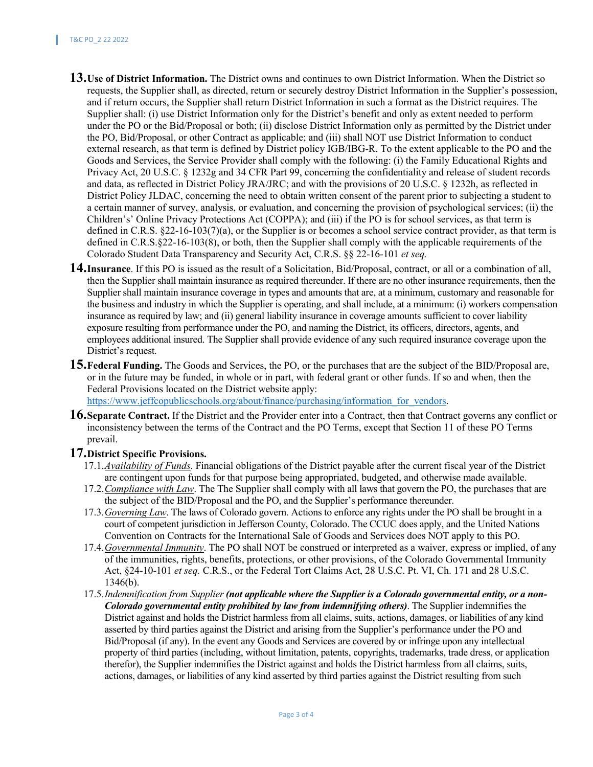**13. Use of District Information.** The District owns and continues to own District Information. When the District so requests, the Supplier shall, as directed, return or securely destroy District Information in the Supplier's possession, and if return occurs, the Supplier shall return District Information in such a format as the District requires. The Supplier shall: (i) use District Information only for the District's benefit and only as extent needed to perform under the PO or the Bid/Proposal or both; (ii) disclose District Information only as permitted by the District under the PO, Bid/Proposal, or other Contract as applicable; and (iii) shall NOT use District Information to conduct external research, as that term is defined by District policy IGB/IBG-R. To the extent applicable to the PO and the Goods and Services, the Service Provider shall comply with the following: (i) the Family Educational Rights and Privacy Act, 20 U.S.C. § 1232g and 34 CFR Part 99, concerning the confidentiality and release of student records and data, as reflected in District Policy JRA/JRC; and with the provisions of 20 U.S.C. § 1232h, as reflected in District Policy JLDAC, concerning the need to obtain written consent of the parent prior to subjecting a student to a certain manner of survey, analysis, or evaluation, and concerning the provision of psychological services; (ii) the Children's' Online Privacy Protections Act (COPPA); and (iii) if the PO is for school services, as that term is defined in C.R.S. §22-16-103(7)(a), or the Supplier is or becomes a school service contract provider, as that term is defined in C.R.S.§22-16-103(8), or both, then the Supplier shall comply with the applicable requirements of the Colorado Student Data Transparency and Security Act, C.R.S. §§ 22-16-101 *et seq.*

**14. Insurance**. If this PO is issued as the result of a Solicitation, Bid/Proposal, contract, or all or a combination of all, then the Supplier shall maintain insurance as required thereunder. If there are no other insurance requirements, then the Supplier shall maintain insurance coverage in types and amounts that are, at a minimum, customary and reasonable for the business and industry in which the Supplier is operating, and shall include, at a minimum: (i) workers compensation insurance as required by law; and (ii) general liability insurance in coverage amounts sufficient to cover liability exposure resulting from performance under the PO, and naming the District, its officers, directors, agents, and employees additional insured. The Supplier shall provide evidence of any such required insurance coverage upon the District's request.

**15. Federal Funding.** The Goods and Services, the PO, or the purchases that are the subject of the BID/Proposal are, or in the future may be funded, in whole or in part, with federal grant or other funds. If so and when, then the Federal Provisions located on the District website apply: https://www.jeffcopublicschools.org/about/finance/purchasing/information_for_vendors.

**16. Separate Contract.** If the District and the Provider enter into a Contract, then that Contract governs any conflict or inconsistency between the terms of the Contract and the PO Terms, except that Section 11 of these PO Terms prevail.

**17. District Specific Provisions.**

17.1. *Availability of Funds*. Financial obligations of the District payable after the current fiscal year of the District are contingent upon funds for that purpose being appropriated, budgeted, and otherwise made available.

17.2. *Compliance with Law*. The The Supplier shall comply with all laws that govern the PO, the purchases that are the subject of the BID/Proposal and the PO, and the Supplier's performance thereunder.

17.3. *Governing Law*. The laws of Colorado govern. Actions to enforce any rights under the PO shall be brought in a court of competent jurisdiction in Jefferson County, Colorado. The CCUC does apply, and the United Nations Convention on Contracts for the International Sale of Goods and Services does NOT apply to this PO.

17.4. *Governmental Immunity*. The PO shall NOT be construed or interpreted as a waiver, express or implied, of any of the immunities, rights, benefits, protections, or other provisions, of the Colorado Governmental Immunity Act, §24-10-101 *et seq.* C.R.S., or the Federal Tort Claims Act, 28 U.S.C. Pt. VI, Ch. 171 and 28 U.S.C. 1346(b).

17.5. *Indemnification from Supplier* ***(not applicable where the Supplier is a Colorado governmental entity, or a non-Colorado governmental entity prohibited by law from indemnifying others)***. The Supplier indemnifies the District against and holds the District harmless from all claims, suits, actions, damages, or liabilities of any kind asserted by third parties against the District and arising from the Supplier's performance under the PO and Bid/Proposal (if any). In the event any Goods and Services are covered by or infringe upon any intellectual property of third parties (including, without limitation, patents, copyrights, trademarks, trade dress, or application therefor), the Supplier indemnifies the District against and holds the District harmless from all claims, suits, actions, damages, or liabilities of any kind asserted by third parties against the District resulting from such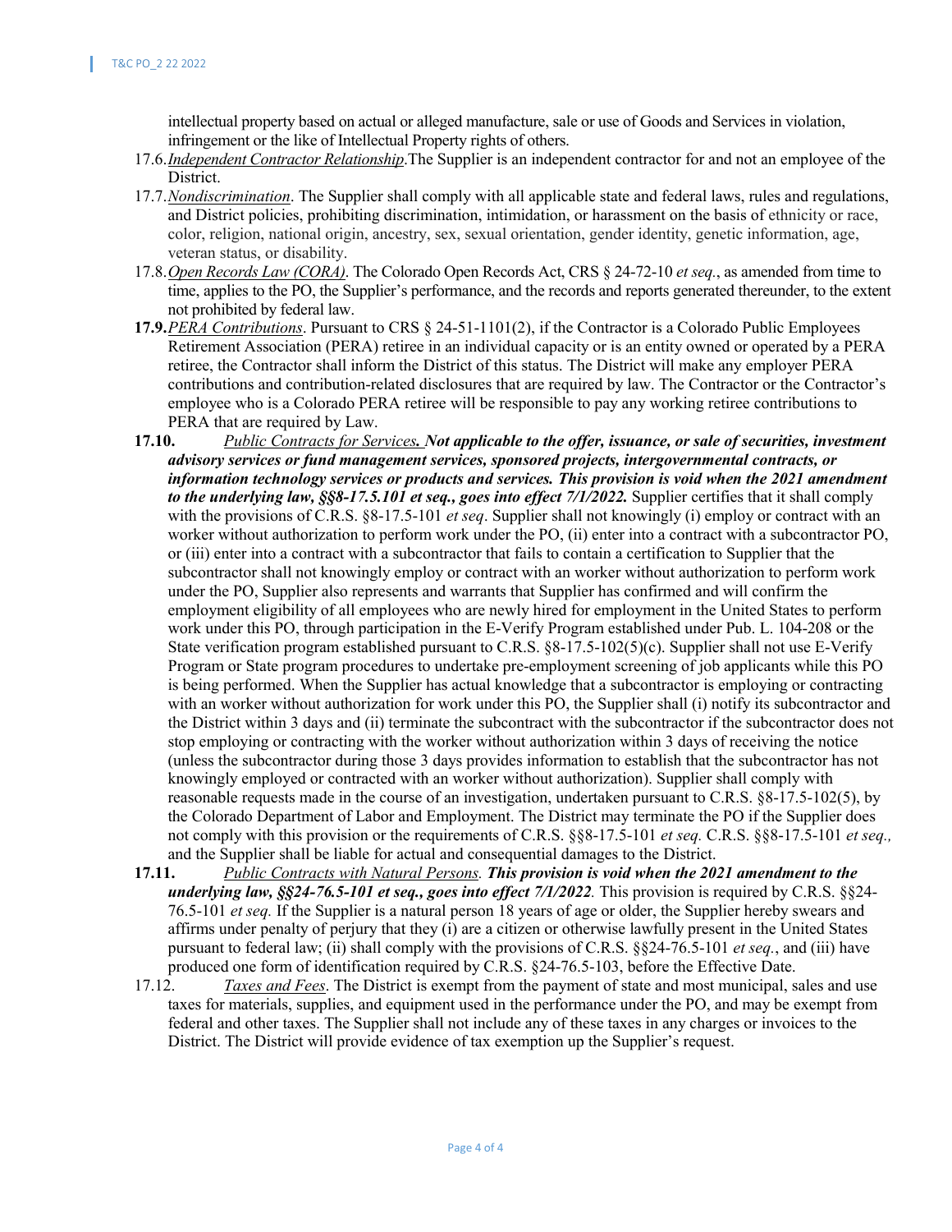intellectual property based on actual or alleged manufacture, sale or use of Goods and Services in violation, infringement or the like of Intellectual Property rights of others.

17.6. *Independent Contractor Relationship*.The Supplier is an independent contractor for and not an employee of the District.

17.7. *Nondiscrimination*. The Supplier shall comply with all applicable state and federal laws, rules and regulations, and District policies, prohibiting discrimination, intimidation, or harassment on the basis of ethnicity or race, color, religion, national origin, ancestry, sex, sexual orientation, gender identity, genetic information, age, veteran status, or disability.

17.8. *Open Records Law (CORA)*. The Colorado Open Records Act, CRS § 24-72-10 *et seq.*, as amended from time to time, applies to the PO, the Supplier's performance, and the records and reports generated thereunder, to the extent not prohibited by federal law.

**17.9.** *PERA Contributions*. Pursuant to CRS § 24-51-1101(2), if the Contractor is a Colorado Public Employees Retirement Association (PERA) retiree in an individual capacity or is an entity owned or operated by a PERA retiree, the Contractor shall inform the District of this status. The District will make any employer PERA contributions and contribution-related disclosures that are required by law. The Contractor or the Contractor's employee who is a Colorado PERA retiree will be responsible to pay any working retiree contributions to PERA that are required by Law.

**17.10.** *Public Contracts for Services**.* ***Not applicable to the offer, issuance, or sale of securities, investment advisory services or fund management services, sponsored projects, intergovernmental contracts, or information technology services or products and services. This provision is void when the 2021 amendment to the underlying law, §§8-17.5.101 et seq., goes into effect 7/1/2022.*** Supplier certifies that it shall comply with the provisions of C.R.S. §8-17.5-101 *et seq*. Supplier shall not knowingly (i) employ or contract with an worker without authorization to perform work under the PO, (ii) enter into a contract with a subcontractor PO, or (iii) enter into a contract with a subcontractor that fails to contain a certification to Supplier that the subcontractor shall not knowingly employ or contract with an worker without authorization to perform work under the PO, Supplier also represents and warrants that Supplier has confirmed and will confirm the employment eligibility of all employees who are newly hired for employment in the United States to perform work under this PO, through participation in the E-Verify Program established under Pub. L. 104-208 or the State verification program established pursuant to C.R.S. §8-17.5-102(5)(c). Supplier shall not use E-Verify Program or State program procedures to undertake pre-employment screening of job applicants while this PO is being performed. When the Supplier has actual knowledge that a subcontractor is employing or contracting with an worker without authorization for work under this PO, the Supplier shall (i) notify its subcontractor and the District within 3 days and (ii) terminate the subcontract with the subcontractor if the subcontractor does not stop employing or contracting with the worker without authorization within 3 days of receiving the notice (unless the subcontractor during those 3 days provides information to establish that the subcontractor has not knowingly employed or contracted with an worker without authorization). Supplier shall comply with reasonable requests made in the course of an investigation, undertaken pursuant to C.R.S. §8-17.5-102(5), by the Colorado Department of Labor and Employment. The District may terminate the PO if the Supplier does not comply with this provision or the requirements of C.R.S. §§8-17.5-101 *et seq.* C.R.S. §§8-17.5-101 *et seq.,* and the Supplier shall be liable for actual and consequential damages to the District.

**17.11.** *Public Contracts with Natural Persons.* ***This provision is void when the 2021 amendment to the underlying law, §§24-76.5-101 et seq., goes into effect 7/1/2022.*** This provision is required by C.R.S. §§24-76.5-101 *et seq.* If the Supplier is a natural person 18 years of age or older, the Supplier hereby swears and affirms under penalty of perjury that they (i) are a citizen or otherwise lawfully present in the United States pursuant to federal law; (ii) shall comply with the provisions of C.R.S. §§24-76.5-101 *et seq.*, and (iii) have produced one form of identification required by C.R.S. §24-76.5-103, before the Effective Date.

17.12. *Taxes and Fees*. The District is exempt from the payment of state and most municipal, sales and use taxes for materials, supplies, and equipment used in the performance under the PO, and may be exempt from federal and other taxes. The Supplier shall not include any of these taxes in any charges or invoices to the District. The District will provide evidence of tax exemption up the Supplier's request.